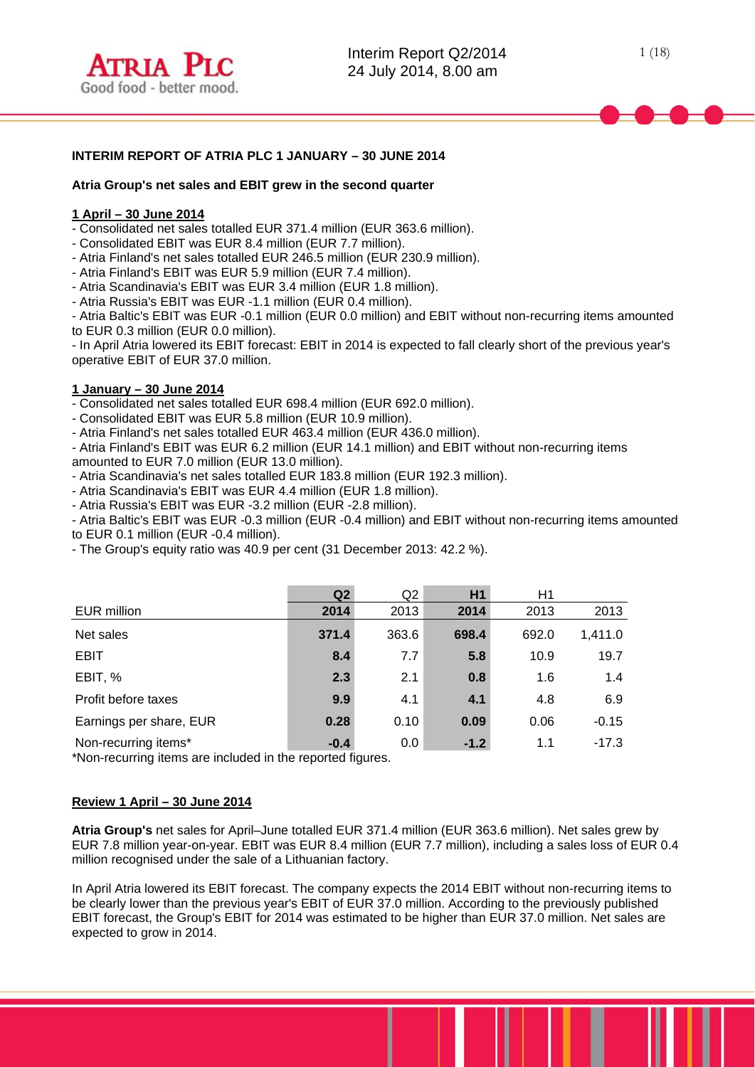# INTERIM REPORT OF ATRIA PLC 1 JANUARY – 30 JUNE 2014

## Atria Group's net sales and EBIT grew in the second quarter

**1 April – 30 June 2014**

- Consolidated net sales totalled EUR 371.4 million (EUR 363.6 million).
- Consolidated EBIT was EUR 8.4 million (EUR 7.7 million).
- Atria Finland's net sales totalled EUR 246.5 million (EUR 230.9 million).
- Atria Finland's EBIT was EUR 5.9 million (EUR 7.4 million).
- Atria Scandinavia's EBIT was EUR 3.4 million (EUR 1.8 million).
- Atria Russia's EBIT was EUR -1.1 million (EUR 0.4 million).
- Atria Baltic's EBIT was EUR -0.1 million (EUR 0.0 million) and EBIT without non-recurring items amounted to EUR 0.3 million (EUR 0.0 million).
- In April Atria lowered its EBIT forecast: EBIT in 2014 is expected to fall clearly short of the previous year's operative EBIT of EUR 37.0 million.

**1 January – 30 June 2014**

- Consolidated net sales totalled EUR 698.4 million (EUR 692.0 million).
- Consolidated EBIT was EUR 5.8 million (EUR 10.9 million).
- Atria Finland's net sales totalled EUR 463.4 million (EUR 436.0 million).
- Atria Finland's EBIT was EUR 6.2 million (EUR 14.1 million) and EBIT without non-recurring items amounted to EUR 7.0 million (EUR 13.0 million).
- Atria Scandinavia's net sales totalled EUR 183.8 million (EUR 192.3 million).
- Atria Scandinavia's EBIT was EUR 4.4 million (EUR 1.8 million).
- Atria Russia's EBIT was EUR -3.2 million (EUR -2.8 million).
- Atria Baltic's EBIT was EUR -0.3 million (EUR -0.4 million) and EBIT without non-recurring items amounted to EUR 0.1 million (EUR -0.4 million).
- The Group's equity ratio was 40.9 per cent (31 December 2013: 42.2 %).

| EUR million | Q2 2014 | Q2 2013 | H1 2014 | H1 2013 | 2013 |
|---|---|---|---|---|---|
| Net sales | **371.4** | 363.6 | **698.4** | 692.0 | 1,411.0 |
| EBIT | **8.4** | 7.7 | **5.8** | 10.9 | 19.7 |
| EBIT, % | **2.3** | 2.1 | **0.8** | 1.6 | 1.4 |
| Profit before taxes | **9.9** | 4.1 | **4.1** | 4.8 | 6.9 |
| Earnings per share, EUR | **0.28** | 0.10 | **0.09** | 0.06 | -0.15 |
| Non-recurring items* | **-0.4** | 0.0 | **-1.2** | 1.1 | -17.3 |

*Non-recurring items are included in the reported figures.

**Review 1 April – 30 June 2014**

**Atria Group's** net sales for April–June totalled EUR 371.4 million (EUR 363.6 million). Net sales grew by EUR 7.8 million year-on-year. EBIT was EUR 8.4 million (EUR 7.7 million), including a sales loss of EUR 0.4 million recognised under the sale of a Lithuanian factory.

In April Atria lowered its EBIT forecast. The company expects the 2014 EBIT without non-recurring items to be clearly lower than the previous year's EBIT of EUR 37.0 million. According to the previously published EBIT forecast, the Group's EBIT for 2014 was estimated to be higher than EUR 37.0 million. Net sales are expected to grow in 2014.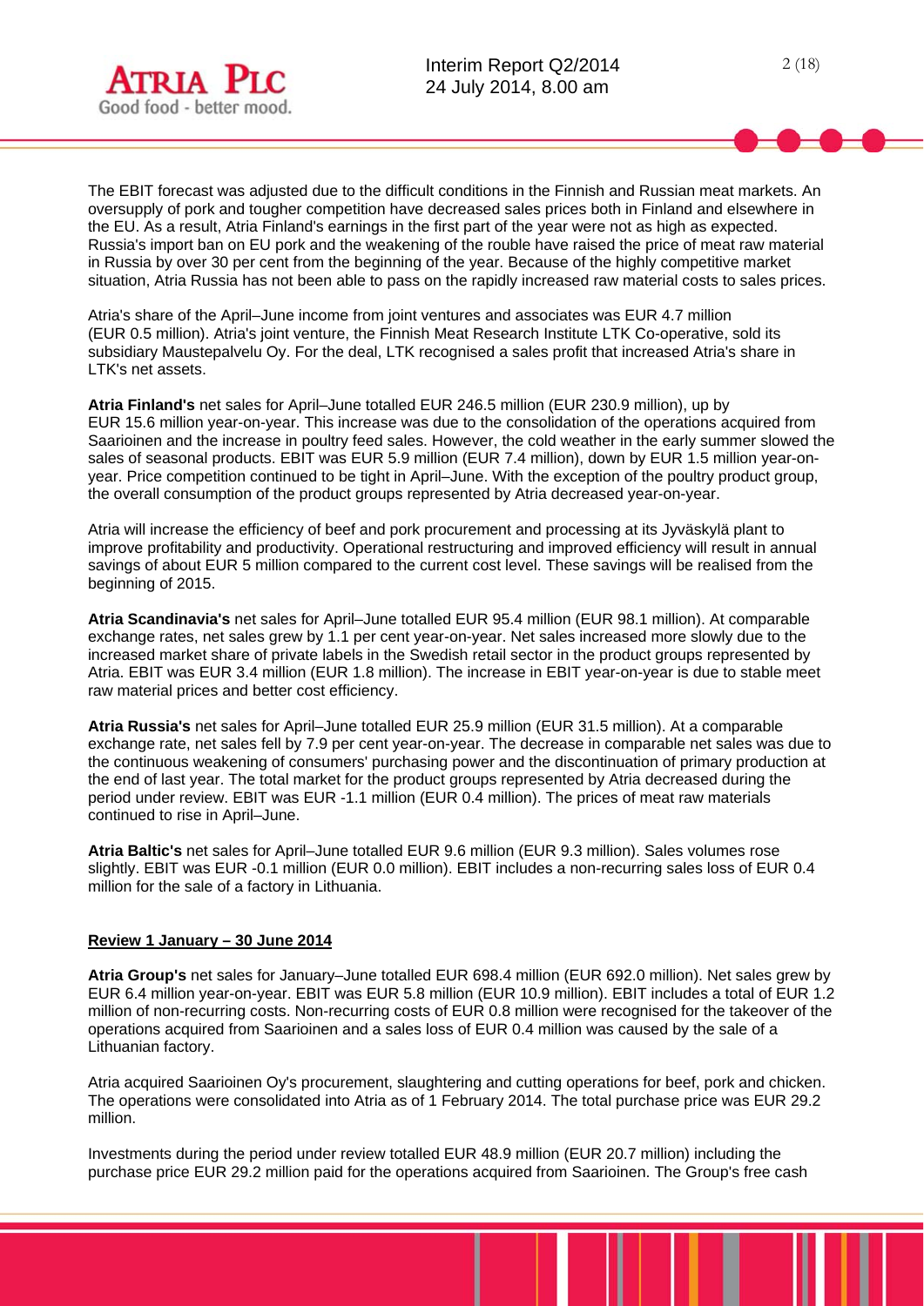The EBIT forecast was adjusted due to the difficult conditions in the Finnish and Russian meat markets. An oversupply of pork and tougher competition have decreased sales prices both in Finland and elsewhere in the EU. As a result, Atria Finland's earnings in the first part of the year were not as high as expected. Russia's import ban on EU pork and the weakening of the rouble have raised the price of meat raw material in Russia by over 30 per cent from the beginning of the year. Because of the highly competitive market situation, Atria Russia has not been able to pass on the rapidly increased raw material costs to sales prices.

Atria's share of the April–June income from joint ventures and associates was EUR 4.7 million (EUR 0.5 million). Atria's joint venture, the Finnish Meat Research Institute LTK Co-operative, sold its subsidiary Maustepalvelu Oy. For the deal, LTK recognised a sales profit that increased Atria's share in LTK's net assets.

**Atria Finland's** net sales for April–June totalled EUR 246.5 million (EUR 230.9 million), up by EUR 15.6 million year-on-year. This increase was due to the consolidation of the operations acquired from Saarioinen and the increase in poultry feed sales. However, the cold weather in the early summer slowed the sales of seasonal products. EBIT was EUR 5.9 million (EUR 7.4 million), down by EUR 1.5 million year-on-year. Price competition continued to be tight in April–June. With the exception of the poultry product group, the overall consumption of the product groups represented by Atria decreased year-on-year.

Atria will increase the efficiency of beef and pork procurement and processing at its Jyväskylä plant to improve profitability and productivity. Operational restructuring and improved efficiency will result in annual savings of about EUR 5 million compared to the current cost level. These savings will be realised from the beginning of 2015.

**Atria Scandinavia's** net sales for April–June totalled EUR 95.4 million (EUR 98.1 million). At comparable exchange rates, net sales grew by 1.1 per cent year-on-year. Net sales increased more slowly due to the increased market share of private labels in the Swedish retail sector in the product groups represented by Atria. EBIT was EUR 3.4 million (EUR 1.8 million). The increase in EBIT year-on-year is due to stable meet raw material prices and better cost efficiency.

**Atria Russia's** net sales for April–June totalled EUR 25.9 million (EUR 31.5 million). At a comparable exchange rate, net sales fell by 7.9 per cent year-on-year. The decrease in comparable net sales was due to the continuous weakening of consumers' purchasing power and the discontinuation of primary production at the end of last year. The total market for the product groups represented by Atria decreased during the period under review. EBIT was EUR -1.1 million (EUR 0.4 million). The prices of meat raw materials continued to rise in April–June.

**Atria Baltic's** net sales for April–June totalled EUR 9.6 million (EUR 9.3 million). Sales volumes rose slightly. EBIT was EUR -0.1 million (EUR 0.0 million). EBIT includes a non-recurring sales loss of EUR 0.4 million for the sale of a factory in Lithuania.

## Review 1 January – 30 June 2014

**Atria Group's** net sales for January–June totalled EUR 698.4 million (EUR 692.0 million). Net sales grew by EUR 6.4 million year-on-year. EBIT was EUR 5.8 million (EUR 10.9 million). EBIT includes a total of EUR 1.2 million of non-recurring costs. Non-recurring costs of EUR 0.8 million were recognised for the takeover of the operations acquired from Saarioinen and a sales loss of EUR 0.4 million was caused by the sale of a Lithuanian factory.

Atria acquired Saarioinen Oy's procurement, slaughtering and cutting operations for beef, pork and chicken. The operations were consolidated into Atria as of 1 February 2014. The total purchase price was EUR 29.2 million.

Investments during the period under review totalled EUR 48.9 million (EUR 20.7 million) including the purchase price EUR 29.2 million paid for the operations acquired from Saarioinen. The Group's free cash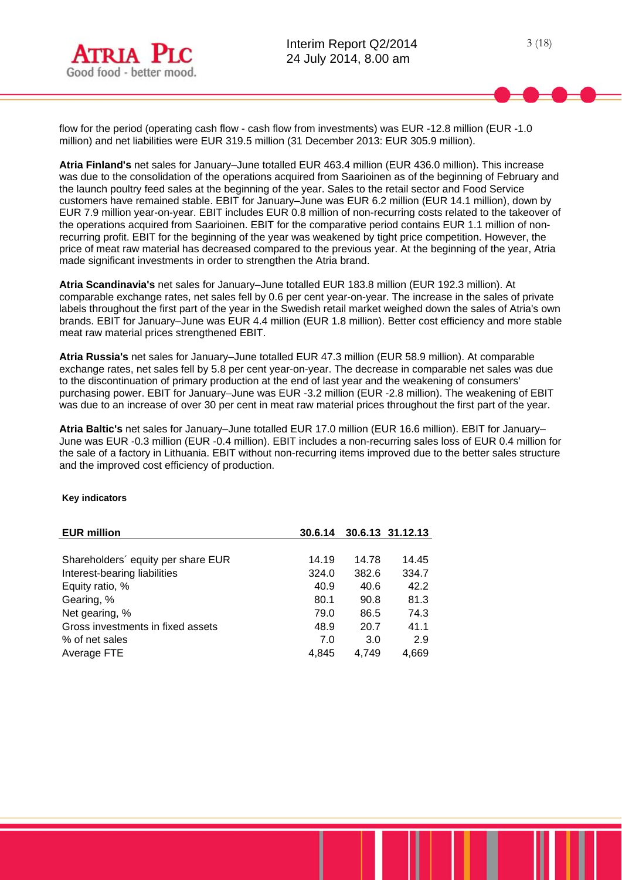flow for the period (operating cash flow - cash flow from investments) was EUR -12.8 million (EUR -1.0 million) and net liabilities were EUR 319.5 million (31 December 2013: EUR 305.9 million).

**Atria Finland's** net sales for January–June totalled EUR 463.4 million (EUR 436.0 million). This increase was due to the consolidation of the operations acquired from Saarioinen as of the beginning of February and the launch poultry feed sales at the beginning of the year. Sales to the retail sector and Food Service customers have remained stable. EBIT for January–June was EUR 6.2 million (EUR 14.1 million), down by EUR 7.9 million year-on-year. EBIT includes EUR 0.8 million of non-recurring costs related to the takeover of the operations acquired from Saarioinen. EBIT for the comparative period contains EUR 1.1 million of non-recurring profit. EBIT for the beginning of the year was weakened by tight price competition. However, the price of meat raw material has decreased compared to the previous year. At the beginning of the year, Atria made significant investments in order to strengthen the Atria brand.

**Atria Scandinavia's** net sales for January–June totalled EUR 183.8 million (EUR 192.3 million). At comparable exchange rates, net sales fell by 0.6 per cent year-on-year. The increase in the sales of private labels throughout the first part of the year in the Swedish retail market weighed down the sales of Atria's own brands. EBIT for January–June was EUR 4.4 million (EUR 1.8 million). Better cost efficiency and more stable meat raw material prices strengthened EBIT.

**Atria Russia's** net sales for January–June totalled EUR 47.3 million (EUR 58.9 million). At comparable exchange rates, net sales fell by 5.8 per cent year-on-year. The decrease in comparable net sales was due to the discontinuation of primary production at the end of last year and the weakening of consumers' purchasing power. EBIT for January–June was EUR -3.2 million (EUR -2.8 million). The weakening of EBIT was due to an increase of over 30 per cent in meat raw material prices throughout the first part of the year.

**Atria Baltic's** net sales for January–June totalled EUR 17.0 million (EUR 16.6 million). EBIT for January–June was EUR -0.3 million (EUR -0.4 million). EBIT includes a non-recurring sales loss of EUR 0.4 million for the sale of a factory in Lithuania. EBIT without non-recurring items improved due to the better sales structure and the improved cost efficiency of production.

**Key indicators**

| EUR million | 30.6.14 | 30.6.13 | 31.12.13 |
|---|---|---|---|
| Shareholders´ equity per share EUR | 14.19 | 14.78 | 14.45 |
| Interest-bearing liabilities | 324.0 | 382.6 | 334.7 |
| Equity ratio, % | 40.9 | 40.6 | 42.2 |
| Gearing, % | 80.1 | 90.8 | 81.3 |
| Net gearing, % | 79.0 | 86.5 | 74.3 |
| Gross investments in fixed assets | 48.9 | 20.7 | 41.1 |
| % of net sales | 7.0 | 3.0 | 2.9 |
| Average FTE | 4,845 | 4,749 | 4,669 |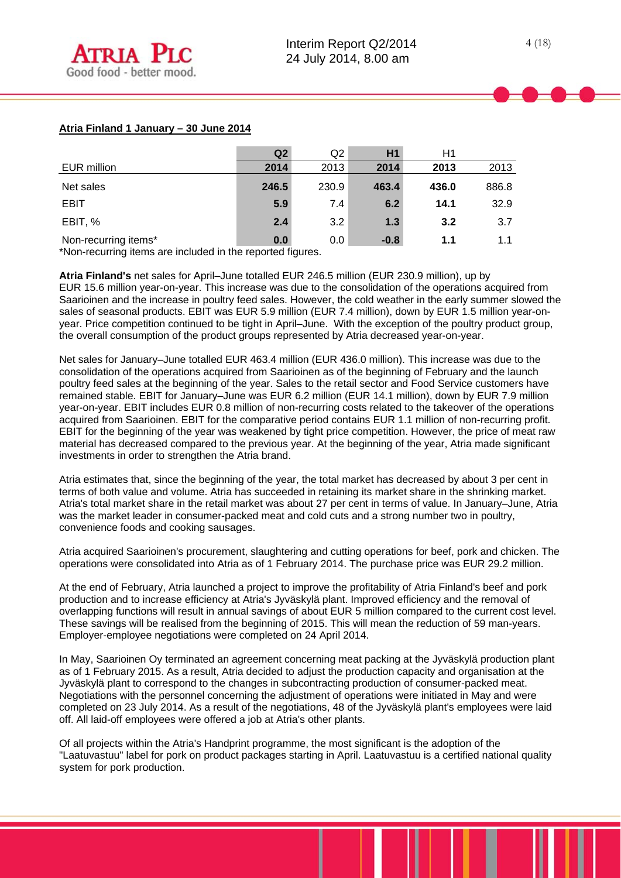**Atria Finland 1 January – 30 June 2014**

| EUR million | Q2 2014 | Q2 2013 | H1 2014 | H1 2013 | 2013 |
|---|---|---|---|---|---|
| Net sales | **246.5** | 230.9 | **463.4** | **436.0** | 886.8 |
| EBIT | **5.9** | 7.4 | **6.2** | **14.1** | 32.9 |
| EBIT, % | **2.4** | 3.2 | **1.3** | **3.2** | 3.7 |
| Non-recurring items* | **0.0** | 0.0 | **-0.8** | **1.1** | 1.1 |

*Non-recurring items are included in the reported figures.

**Atria Finland's** net sales for April–June totalled EUR 246.5 million (EUR 230.9 million), up by EUR 15.6 million year-on-year. This increase was due to the consolidation of the operations acquired from Saarioinen and the increase in poultry feed sales. However, the cold weather in the early summer slowed the sales of seasonal products. EBIT was EUR 5.9 million (EUR 7.4 million), down by EUR 1.5 million year-on-year. Price competition continued to be tight in April–June. With the exception of the poultry product group, the overall consumption of the product groups represented by Atria decreased year-on-year.

Net sales for January–June totalled EUR 463.4 million (EUR 436.0 million). This increase was due to the consolidation of the operations acquired from Saarioinen as of the beginning of February and the launch poultry feed sales at the beginning of the year. Sales to the retail sector and Food Service customers have remained stable. EBIT for January–June was EUR 6.2 million (EUR 14.1 million), down by EUR 7.9 million year-on-year. EBIT includes EUR 0.8 million of non-recurring costs related to the takeover of the operations acquired from Saarioinen. EBIT for the comparative period contains EUR 1.1 million of non-recurring profit. EBIT for the beginning of the year was weakened by tight price competition. However, the price of meat raw material has decreased compared to the previous year. At the beginning of the year, Atria made significant investments in order to strengthen the Atria brand.

Atria estimates that, since the beginning of the year, the total market has decreased by about 3 per cent in terms of both value and volume. Atria has succeeded in retaining its market share in the shrinking market. Atria's total market share in the retail market was about 27 per cent in terms of value. In January–June, Atria was the market leader in consumer-packed meat and cold cuts and a strong number two in poultry, convenience foods and cooking sausages.

Atria acquired Saarioinen's procurement, slaughtering and cutting operations for beef, pork and chicken. The operations were consolidated into Atria as of 1 February 2014. The purchase price was EUR 29.2 million.

At the end of February, Atria launched a project to improve the profitability of Atria Finland's beef and pork production and to increase efficiency at Atria's Jyväskylä plant. Improved efficiency and the removal of overlapping functions will result in annual savings of about EUR 5 million compared to the current cost level. These savings will be realised from the beginning of 2015. This will mean the reduction of 59 man-years. Employer-employee negotiations were completed on 24 April 2014.

In May, Saarioinen Oy terminated an agreement concerning meat packing at the Jyväskylä production plant as of 1 February 2015. As a result, Atria decided to adjust the production capacity and organisation at the Jyväskylä plant to correspond to the changes in subcontracting production of consumer-packed meat. Negotiations with the personnel concerning the adjustment of operations were initiated in May and were completed on 23 July 2014. As a result of the negotiations, 48 of the Jyväskylä plant's employees were laid off. All laid-off employees were offered a job at Atria's other plants.

Of all projects within the Atria's Handprint programme, the most significant is the adoption of the "Laatuvastuu" label for pork on product packages starting in April. Laatuvastuu is a certified national quality system for pork production.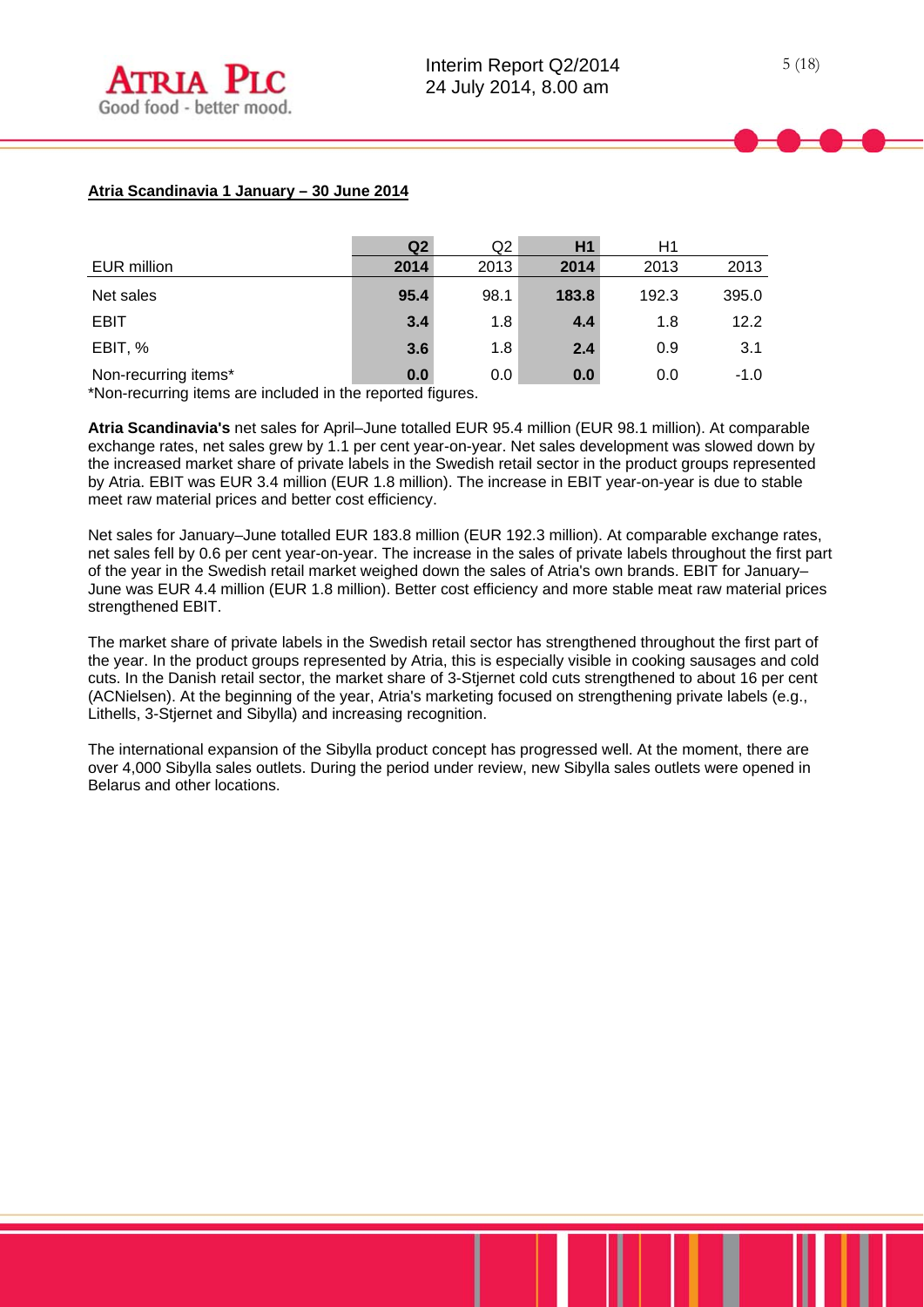**Atria Scandinavia 1 January – 30 June 2014**

| EUR million | Q2 2014 | Q2 2013 | H1 2014 | H1 2013 | 2013 |
|---|---|---|---|---|---|
| Net sales | **95.4** | 98.1 | **183.8** | 192.3 | 395.0 |
| EBIT | **3.4** | 1.8 | **4.4** | 1.8 | 12.2 |
| EBIT, % | **3.6** | 1.8 | **2.4** | 0.9 | 3.1 |
| Non-recurring items* | **0.0** | 0.0 | **0.0** | 0.0 | -1.0 |

*Non-recurring items are included in the reported figures.

**Atria Scandinavia's** net sales for April–June totalled EUR 95.4 million (EUR 98.1 million). At comparable exchange rates, net sales grew by 1.1 per cent year-on-year. Net sales development was slowed down by the increased market share of private labels in the Swedish retail sector in the product groups represented by Atria. EBIT was EUR 3.4 million (EUR 1.8 million). The increase in EBIT year-on-year is due to stable meet raw material prices and better cost efficiency.

Net sales for January–June totalled EUR 183.8 million (EUR 192.3 million). At comparable exchange rates, net sales fell by 0.6 per cent year-on-year. The increase in the sales of private labels throughout the first part of the year in the Swedish retail market weighed down the sales of Atria's own brands. EBIT for January–June was EUR 4.4 million (EUR 1.8 million). Better cost efficiency and more stable meat raw material prices strengthened EBIT.

The market share of private labels in the Swedish retail sector has strengthened throughout the first part of the year. In the product groups represented by Atria, this is especially visible in cooking sausages and cold cuts. In the Danish retail sector, the market share of 3-Stjernet cold cuts strengthened to about 16 per cent (ACNielsen). At the beginning of the year, Atria's marketing focused on strengthening private labels (e.g., Lithells, 3-Stjernet and Sibylla) and increasing recognition.

The international expansion of the Sibylla product concept has progressed well. At the moment, there are over 4,000 Sibylla sales outlets. During the period under review, new Sibylla sales outlets were opened in Belarus and other locations.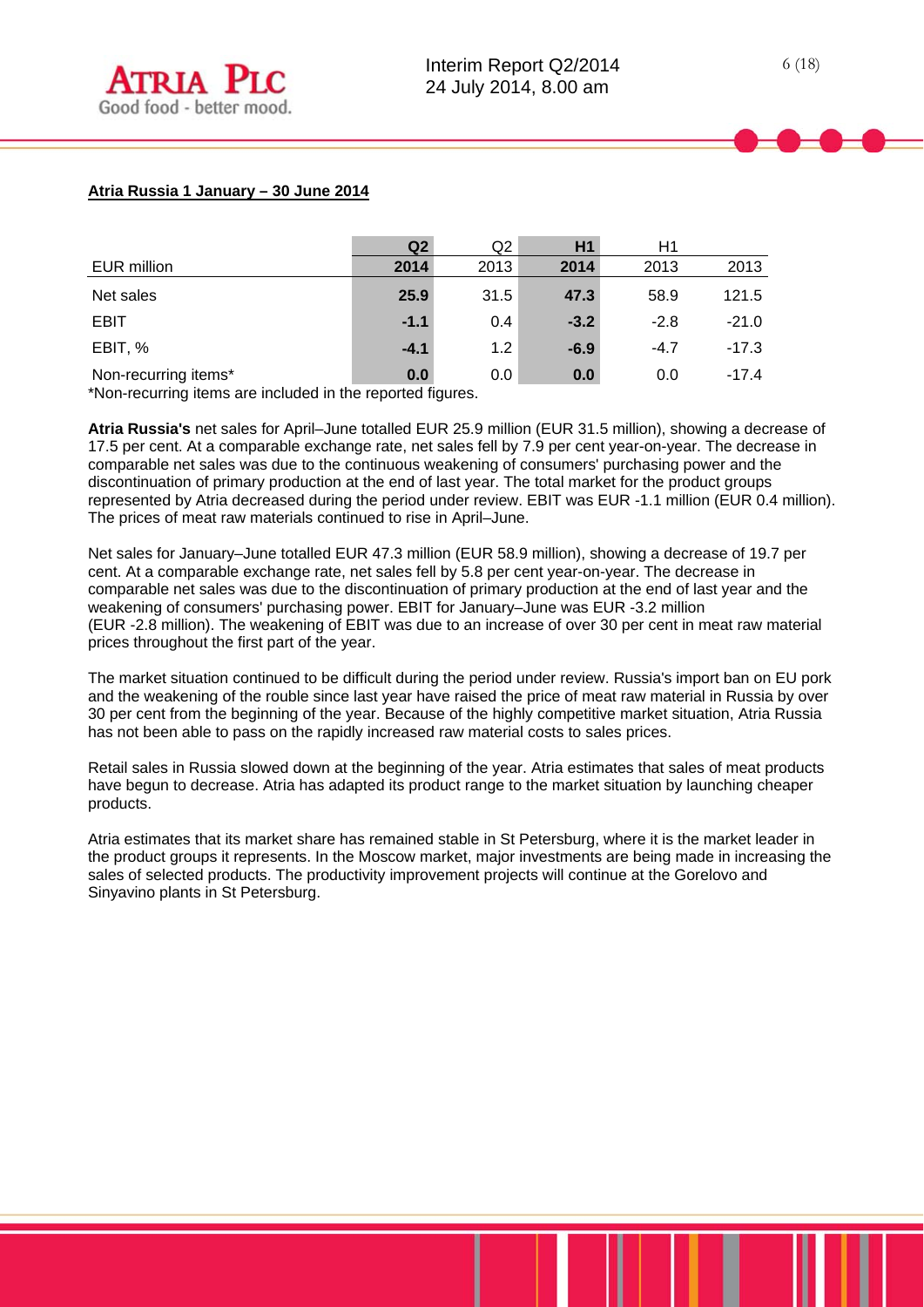**Atria Russia 1 January – 30 June 2014**

| EUR million | Q2 2014 | Q2 2013 | H1 2014 | H1 2013 | 2013 |
|---|---|---|---|---|---|
| Net sales | **25.9** | 31.5 | **47.3** | 58.9 | 121.5 |
| EBIT | **-1.1** | 0.4 | **-3.2** | -2.8 | -21.0 |
| EBIT, % | **-4.1** | 1.2 | **-6.9** | -4.7 | -17.3 |
| Non-recurring items* | **0.0** | 0.0 | **0.0** | 0.0 | -17.4 |

*Non-recurring items are included in the reported figures.

**Atria Russia's** net sales for April–June totalled EUR 25.9 million (EUR 31.5 million), showing a decrease of 17.5 per cent. At a comparable exchange rate, net sales fell by 7.9 per cent year-on-year. The decrease in comparable net sales was due to the continuous weakening of consumers' purchasing power and the discontinuation of primary production at the end of last year. The total market for the product groups represented by Atria decreased during the period under review. EBIT was EUR -1.1 million (EUR 0.4 million). The prices of meat raw materials continued to rise in April–June.

Net sales for January–June totalled EUR 47.3 million (EUR 58.9 million), showing a decrease of 19.7 per cent. At a comparable exchange rate, net sales fell by 5.8 per cent year-on-year. The decrease in comparable net sales was due to the discontinuation of primary production at the end of last year and the weakening of consumers' purchasing power. EBIT for January–June was EUR -3.2 million (EUR -2.8 million). The weakening of EBIT was due to an increase of over 30 per cent in meat raw material prices throughout the first part of the year.

The market situation continued to be difficult during the period under review. Russia's import ban on EU pork and the weakening of the rouble since last year have raised the price of meat raw material in Russia by over 30 per cent from the beginning of the year. Because of the highly competitive market situation, Atria Russia has not been able to pass on the rapidly increased raw material costs to sales prices.

Retail sales in Russia slowed down at the beginning of the year. Atria estimates that sales of meat products have begun to decrease. Atria has adapted its product range to the market situation by launching cheaper products.

Atria estimates that its market share has remained stable in St Petersburg, where it is the market leader in the product groups it represents. In the Moscow market, major investments are being made in increasing the sales of selected products. The productivity improvement projects will continue at the Gorelovo and Sinyavino plants in St Petersburg.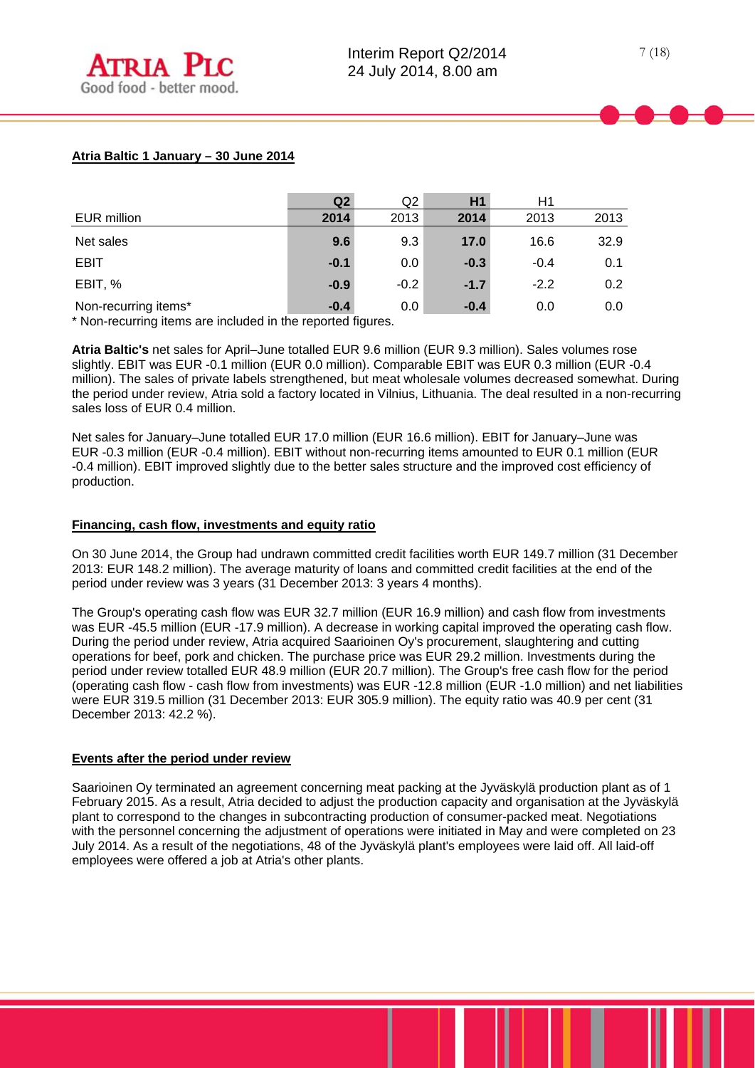## Atria Baltic 1 January – 30 June 2014

| EUR million | Q2 2014 | Q2 2013 | H1 2014 | H1 2013 | 2013 |
|---|---|---|---|---|---|
| Net sales | **9.6** | 9.3 | **17.0** | 16.6 | 32.9 |
| EBIT | **-0.1** | 0.0 | **-0.3** | -0.4 | 0.1 |
| EBIT, % | **-0.9** | -0.2 | **-1.7** | -2.2 | 0.2 |
| Non-recurring items* | **-0.4** | 0.0 | **-0.4** | 0.0 | 0.0 |

* Non-recurring items are included in the reported figures.

**Atria Baltic's** net sales for April–June totalled EUR 9.6 million (EUR 9.3 million). Sales volumes rose slightly. EBIT was EUR -0.1 million (EUR 0.0 million). Comparable EBIT was EUR 0.3 million (EUR -0.4 million). The sales of private labels strengthened, but meat wholesale volumes decreased somewhat. During the period under review, Atria sold a factory located in Vilnius, Lithuania. The deal resulted in a non-recurring sales loss of EUR 0.4 million.

Net sales for January–June totalled EUR 17.0 million (EUR 16.6 million). EBIT for January–June was EUR -0.3 million (EUR -0.4 million). EBIT without non-recurring items amounted to EUR 0.1 million (EUR -0.4 million). EBIT improved slightly due to the better sales structure and the improved cost efficiency of production.

## Financing, cash flow, investments and equity ratio

On 30 June 2014, the Group had undrawn committed credit facilities worth EUR 149.7 million (31 December 2013: EUR 148.2 million). The average maturity of loans and committed credit facilities at the end of the period under review was 3 years (31 December 2013: 3 years 4 months).

The Group's operating cash flow was EUR 32.7 million (EUR 16.9 million) and cash flow from investments was EUR -45.5 million (EUR -17.9 million). A decrease in working capital improved the operating cash flow. During the period under review, Atria acquired Saarioinen Oy's procurement, slaughtering and cutting operations for beef, pork and chicken. The purchase price was EUR 29.2 million. Investments during the period under review totalled EUR 48.9 million (EUR 20.7 million). The Group's free cash flow for the period (operating cash flow - cash flow from investments) was EUR -12.8 million (EUR -1.0 million) and net liabilities were EUR 319.5 million (31 December 2013: EUR 305.9 million). The equity ratio was 40.9 per cent (31 December 2013: 42.2 %).

## Events after the period under review

Saarioinen Oy terminated an agreement concerning meat packing at the Jyväskylä production plant as of 1 February 2015. As a result, Atria decided to adjust the production capacity and organisation at the Jyväskylä plant to correspond to the changes in subcontracting production of consumer-packed meat. Negotiations with the personnel concerning the adjustment of operations were initiated in May and were completed on 23 July 2014. As a result of the negotiations, 48 of the Jyväskylä plant's employees were laid off. All laid-off employees were offered a job at Atria's other plants.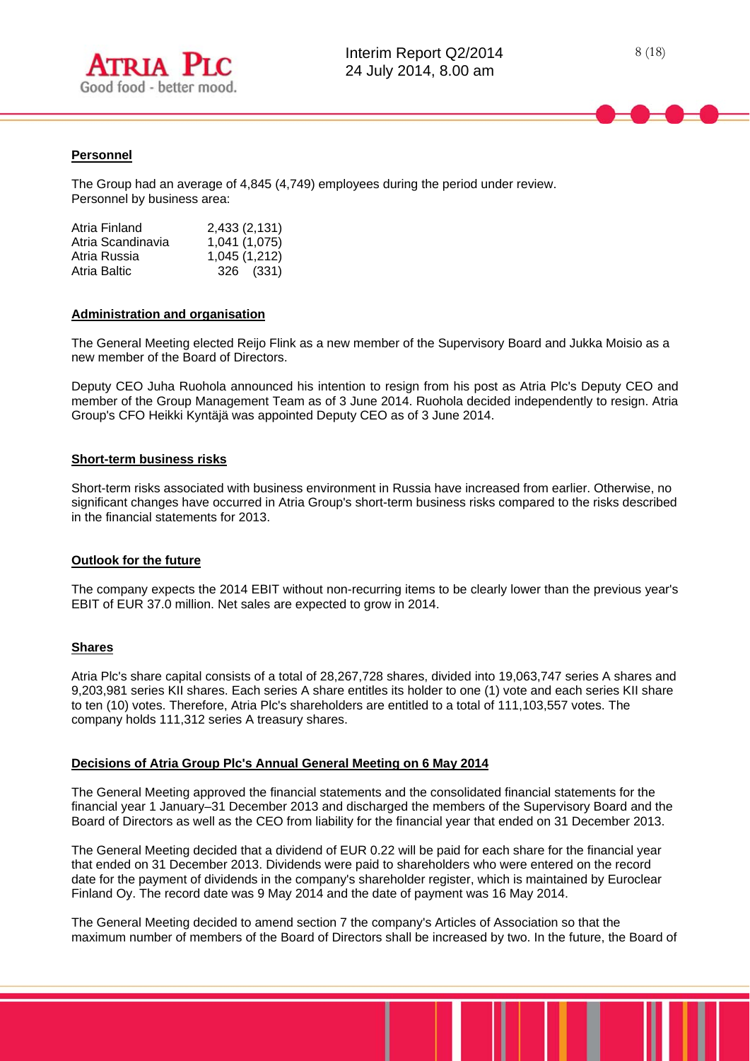## Personnel

The Group had an average of 4,845 (4,749) employees during the period under review. Personnel by business area:

| | |
|---|---|
| Atria Finland | 2,433 (2,131) |
| Atria Scandinavia | 1,041 (1,075) |
| Atria Russia | 1,045 (1,212) |
| Atria Baltic | 326 (331) |

## Administration and organisation

The General Meeting elected Reijo Flink as a new member of the Supervisory Board and Jukka Moisio as a new member of the Board of Directors.

Deputy CEO Juha Ruohola announced his intention to resign from his post as Atria Plc's Deputy CEO and member of the Group Management Team as of 3 June 2014. Ruohola decided independently to resign. Atria Group's CFO Heikki Kyntäjä was appointed Deputy CEO as of 3 June 2014.

## Short-term business risks

Short-term risks associated with business environment in Russia have increased from earlier. Otherwise, no significant changes have occurred in Atria Group's short-term business risks compared to the risks described in the financial statements for 2013.

## Outlook for the future

The company expects the 2014 EBIT without non-recurring items to be clearly lower than the previous year's EBIT of EUR 37.0 million. Net sales are expected to grow in 2014.

## Shares

Atria Plc's share capital consists of a total of 28,267,728 shares, divided into 19,063,747 series A shares and 9,203,981 series KII shares. Each series A share entitles its holder to one (1) vote and each series KII share to ten (10) votes. Therefore, Atria Plc's shareholders are entitled to a total of 111,103,557 votes. The company holds 111,312 series A treasury shares.

## Decisions of Atria Group Plc's Annual General Meeting on 6 May 2014

The General Meeting approved the financial statements and the consolidated financial statements for the financial year 1 January–31 December 2013 and discharged the members of the Supervisory Board and the Board of Directors as well as the CEO from liability for the financial year that ended on 31 December 2013.

The General Meeting decided that a dividend of EUR 0.22 will be paid for each share for the financial year that ended on 31 December 2013. Dividends were paid to shareholders who were entered on the record date for the payment of dividends in the company's shareholder register, which is maintained by Euroclear Finland Oy. The record date was 9 May 2014 and the date of payment was 16 May 2014.

The General Meeting decided to amend section 7 the company's Articles of Association so that the maximum number of members of the Board of Directors shall be increased by two. In the future, the Board of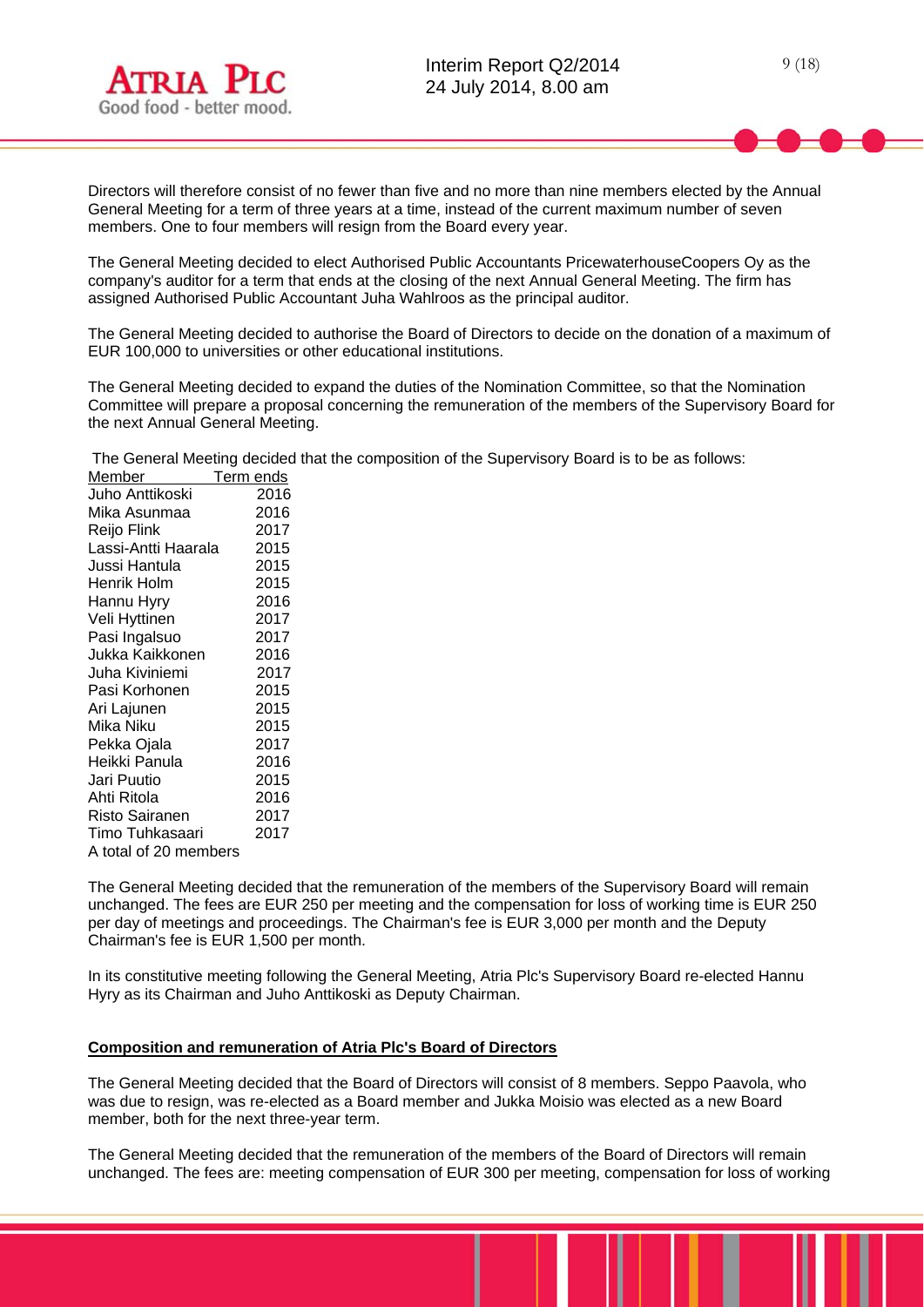Directors will therefore consist of no fewer than five and no more than nine members elected by the Annual General Meeting for a term of three years at a time, instead of the current maximum number of seven members. One to four members will resign from the Board every year.

The General Meeting decided to elect Authorised Public Accountants PricewaterhouseCoopers Oy as the company's auditor for a term that ends at the closing of the next Annual General Meeting. The firm has assigned Authorised Public Accountant Juha Wahlroos as the principal auditor.

The General Meeting decided to authorise the Board of Directors to decide on the donation of a maximum of EUR 100,000 to universities or other educational institutions.

The General Meeting decided to expand the duties of the Nomination Committee, so that the Nomination Committee will prepare a proposal concerning the remuneration of the members of the Supervisory Board for the next Annual General Meeting.

The General Meeting decided that the composition of the Supervisory Board is to be as follows:

| Member | Term ends |
|---|---|
| Juho Anttikoski | 2016 |
| Mika Asunmaa | 2016 |
| Reijo Flink | 2017 |
| Lassi-Antti Haarala | 2015 |
| Jussi Hantula | 2015 |
| Henrik Holm | 2015 |
| Hannu Hyry | 2016 |
| Veli Hyttinen | 2017 |
| Pasi Ingalsuo | 2017 |
| Jukka Kaikkonen | 2016 |
| Juha Kiviniemi | 2017 |
| Pasi Korhonen | 2015 |
| Ari Lajunen | 2015 |
| Mika Niku | 2015 |
| Pekka Ojala | 2017 |
| Heikki Panula | 2016 |
| Jari Puutio | 2015 |
| Ahti Ritola | 2016 |
| Risto Sairanen | 2017 |
| Timo Tuhkasaari | 2017 |

A total of 20 members

The General Meeting decided that the remuneration of the members of the Supervisory Board will remain unchanged. The fees are EUR 250 per meeting and the compensation for loss of working time is EUR 250 per day of meetings and proceedings. The Chairman's fee is EUR 3,000 per month and the Deputy Chairman's fee is EUR 1,500 per month.

In its constitutive meeting following the General Meeting, Atria Plc's Supervisory Board re-elected Hannu Hyry as its Chairman and Juho Anttikoski as Deputy Chairman.

**Composition and remuneration of Atria Plc's Board of Directors**

The General Meeting decided that the Board of Directors will consist of 8 members. Seppo Paavola, who was due to resign, was re-elected as a Board member and Jukka Moisio was elected as a new Board member, both for the next three-year term.

The General Meeting decided that the remuneration of the members of the Board of Directors will remain unchanged. The fees are: meeting compensation of EUR 300 per meeting, compensation for loss of working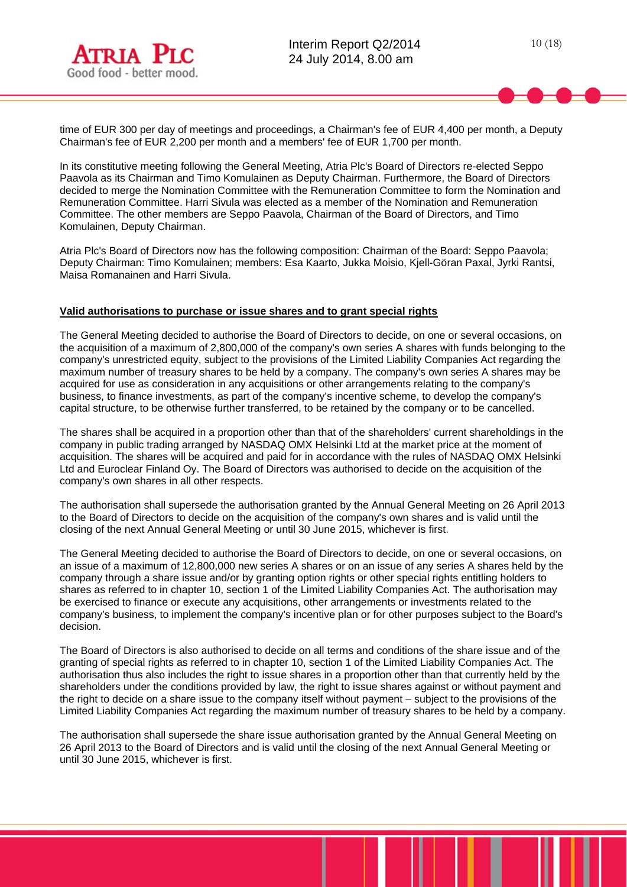time of EUR 300 per day of meetings and proceedings, a Chairman's fee of EUR 4,400 per month, a Deputy Chairman's fee of EUR 2,200 per month and a members' fee of EUR 1,700 per month.

In its constitutive meeting following the General Meeting, Atria Plc's Board of Directors re-elected Seppo Paavola as its Chairman and Timo Komulainen as Deputy Chairman. Furthermore, the Board of Directors decided to merge the Nomination Committee with the Remuneration Committee to form the Nomination and Remuneration Committee. Harri Sivula was elected as a member of the Nomination and Remuneration Committee. The other members are Seppo Paavola, Chairman of the Board of Directors, and Timo Komulainen, Deputy Chairman.

Atria Plc's Board of Directors now has the following composition: Chairman of the Board: Seppo Paavola; Deputy Chairman: Timo Komulainen; members: Esa Kaarto, Jukka Moisio, Kjell-Göran Paxal, Jyrki Rantsi, Maisa Romanainen and Harri Sivula.

**Valid authorisations to purchase or issue shares and to grant special rights**

The General Meeting decided to authorise the Board of Directors to decide, on one or several occasions, on the acquisition of a maximum of 2,800,000 of the company's own series A shares with funds belonging to the company's unrestricted equity, subject to the provisions of the Limited Liability Companies Act regarding the maximum number of treasury shares to be held by a company. The company's own series A shares may be acquired for use as consideration in any acquisitions or other arrangements relating to the company's business, to finance investments, as part of the company's incentive scheme, to develop the company's capital structure, to be otherwise further transferred, to be retained by the company or to be cancelled.

The shares shall be acquired in a proportion other than that of the shareholders' current shareholdings in the company in public trading arranged by NASDAQ OMX Helsinki Ltd at the market price at the moment of acquisition. The shares will be acquired and paid for in accordance with the rules of NASDAQ OMX Helsinki Ltd and Euroclear Finland Oy. The Board of Directors was authorised to decide on the acquisition of the company's own shares in all other respects.

The authorisation shall supersede the authorisation granted by the Annual General Meeting on 26 April 2013 to the Board of Directors to decide on the acquisition of the company's own shares and is valid until the closing of the next Annual General Meeting or until 30 June 2015, whichever is first.

The General Meeting decided to authorise the Board of Directors to decide, on one or several occasions, on an issue of a maximum of 12,800,000 new series A shares or on an issue of any series A shares held by the company through a share issue and/or by granting option rights or other special rights entitling holders to shares as referred to in chapter 10, section 1 of the Limited Liability Companies Act. The authorisation may be exercised to finance or execute any acquisitions, other arrangements or investments related to the company's business, to implement the company's incentive plan or for other purposes subject to the Board's decision.

The Board of Directors is also authorised to decide on all terms and conditions of the share issue and of the granting of special rights as referred to in chapter 10, section 1 of the Limited Liability Companies Act. The authorisation thus also includes the right to issue shares in a proportion other than that currently held by the shareholders under the conditions provided by law, the right to issue shares against or without payment and the right to decide on a share issue to the company itself without payment – subject to the provisions of the Limited Liability Companies Act regarding the maximum number of treasury shares to be held by a company.

The authorisation shall supersede the share issue authorisation granted by the Annual General Meeting on 26 April 2013 to the Board of Directors and is valid until the closing of the next Annual General Meeting or until 30 June 2015, whichever is first.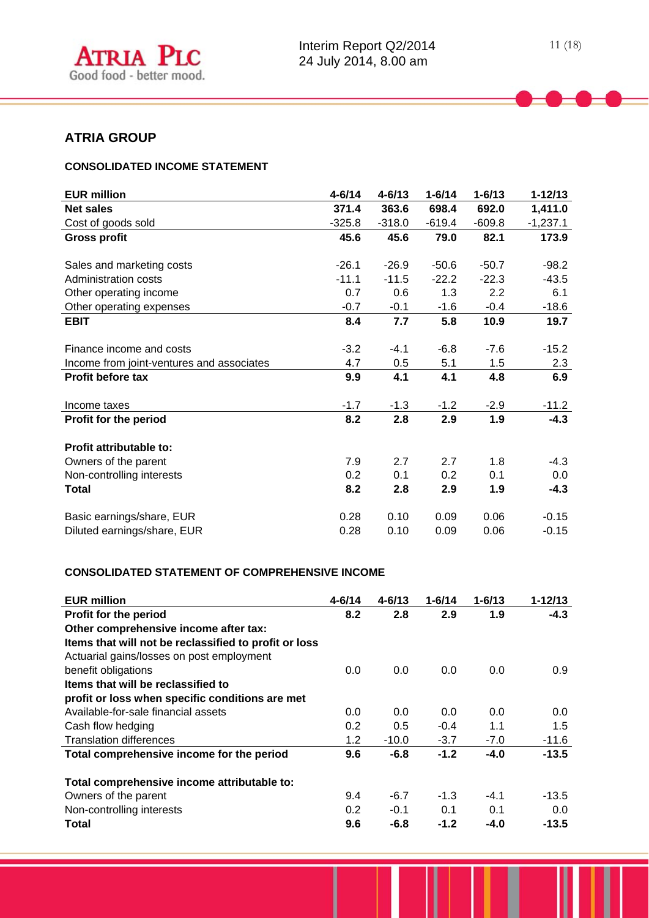## ATRIA GROUP

### CONSOLIDATED INCOME STATEMENT

| EUR million | 4-6/14 | 4-6/13 | 1-6/14 | 1-6/13 | 1-12/13 |
|---|---|---|---|---|---|
| **Net sales** | **371.4** | **363.6** | **698.4** | **692.0** | **1,411.0** |
| Cost of goods sold | -325.8 | -318.0 | -619.4 | -609.8 | -1,237.1 |
| **Gross profit** | **45.6** | **45.6** | **79.0** | **82.1** | **173.9** |
| Sales and marketing costs | -26.1 | -26.9 | -50.6 | -50.7 | -98.2 |
| Administration costs | -11.1 | -11.5 | -22.2 | -22.3 | -43.5 |
| Other operating income | 0.7 | 0.6 | 1.3 | 2.2 | 6.1 |
| Other operating expenses | -0.7 | -0.1 | -1.6 | -0.4 | -18.6 |
| **EBIT** | **8.4** | **7.7** | **5.8** | **10.9** | **19.7** |
| Finance income and costs | -3.2 | -4.1 | -6.8 | -7.6 | -15.2 |
| Income from joint-ventures and associates | 4.7 | 0.5 | 5.1 | 1.5 | 2.3 |
| **Profit before tax** | **9.9** | **4.1** | **4.1** | **4.8** | **6.9** |
| Income taxes | -1.7 | -1.3 | -1.2 | -2.9 | -11.2 |
| **Profit for the period** | **8.2** | **2.8** | **2.9** | **1.9** | **-4.3** |
| **Profit attributable to:** | | | | | |
| Owners of the parent | 7.9 | 2.7 | 2.7 | 1.8 | -4.3 |
| Non-controlling interests | 0.2 | 0.1 | 0.2 | 0.1 | 0.0 |
| **Total** | **8.2** | **2.8** | **2.9** | **1.9** | **-4.3** |
| Basic earnings/share, EUR | 0.28 | 0.10 | 0.09 | 0.06 | -0.15 |
| Diluted earnings/share, EUR | 0.28 | 0.10 | 0.09 | 0.06 | -0.15 |

### CONSOLIDATED STATEMENT OF COMPREHENSIVE INCOME

| EUR million | 4-6/14 | 4-6/13 | 1-6/14 | 1-6/13 | 1-12/13 |
|---|---|---|---|---|---|
| **Profit for the period** | **8.2** | **2.8** | **2.9** | **1.9** | **-4.3** |
| **Other comprehensive income after tax:** | | | | | |
| **Items that will not be reclassified to profit or loss** | | | | | |
| Actuarial gains/losses on post employment benefit obligations | 0.0 | 0.0 | 0.0 | 0.0 | 0.9 |
| **Items that will be reclassified to profit or loss when specific conditions are met** | | | | | |
| Available-for-sale financial assets | 0.0 | 0.0 | 0.0 | 0.0 | 0.0 |
| Cash flow hedging | 0.2 | 0.5 | -0.4 | 1.1 | 1.5 |
| Translation differences | 1.2 | -10.0 | -3.7 | -7.0 | -11.6 |
| **Total comprehensive income for the period** | **9.6** | **-6.8** | **-1.2** | **-4.0** | **-13.5** |
| **Total comprehensive income attributable to:** | | | | | |
| Owners of the parent | 9.4 | -6.7 | -1.3 | -4.1 | -13.5 |
| Non-controlling interests | 0.2 | -0.1 | 0.1 | 0.1 | 0.0 |
| **Total** | **9.6** | **-6.8** | **-1.2** | **-4.0** | **-13.5** |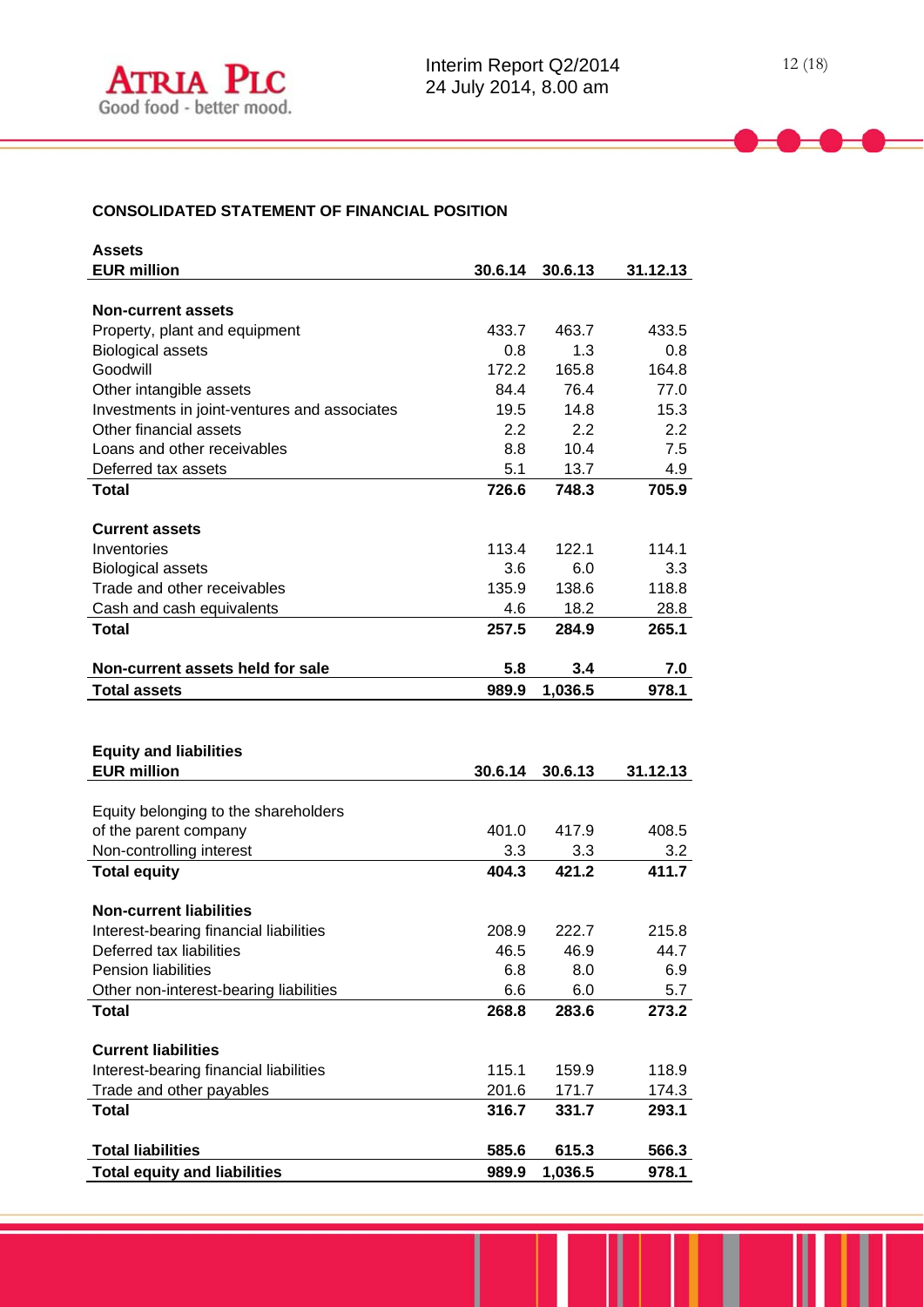## CONSOLIDATED STATEMENT OF FINANCIAL POSITION

| **Assets**<br>**EUR million** | **30.6.14** | **30.6.13** | **31.12.13** |
|---|---|---|---|
| **Non-current assets** | | | |
| Property, plant and equipment | 433.7 | 463.7 | 433.5 |
| Biological assets | 0.8 | 1.3 | 0.8 |
| Goodwill | 172.2 | 165.8 | 164.8 |
| Other intangible assets | 84.4 | 76.4 | 77.0 |
| Investments in joint-ventures and associates | 19.5 | 14.8 | 15.3 |
| Other financial assets | 2.2 | 2.2 | 2.2 |
| Loans and other receivables | 8.8 | 10.4 | 7.5 |
| Deferred tax assets | 5.1 | 13.7 | 4.9 |
| **Total** | **726.6** | **748.3** | **705.9** |
| **Current assets** | | | |
| Inventories | 113.4 | 122.1 | 114.1 |
| Biological assets | 3.6 | 6.0 | 3.3 |
| Trade and other receivables | 135.9 | 138.6 | 118.8 |
| Cash and cash equivalents | 4.6 | 18.2 | 28.8 |
| **Total** | **257.5** | **284.9** | **265.1** |
| **Non-current assets held for sale** | **5.8** | **3.4** | **7.0** |
| **Total assets** | **989.9** | **1,036.5** | **978.1** |

| **Equity and liabilities**<br>**EUR million** | **30.6.14** | **30.6.13** | **31.12.13** |
|---|---|---|---|
| Equity belonging to the shareholders of the parent company | 401.0 | 417.9 | 408.5 |
| Non-controlling interest | 3.3 | 3.3 | 3.2 |
| **Total equity** | **404.3** | **421.2** | **411.7** |
| **Non-current liabilities** | | | |
| Interest-bearing financial liabilities | 208.9 | 222.7 | 215.8 |
| Deferred tax liabilities | 46.5 | 46.9 | 44.7 |
| Pension liabilities | 6.8 | 8.0 | 6.9 |
| Other non-interest-bearing liabilities | 6.6 | 6.0 | 5.7 |
| **Total** | **268.8** | **283.6** | **273.2** |
| **Current liabilities** | | | |
| Interest-bearing financial liabilities | 115.1 | 159.9 | 118.9 |
| Trade and other payables | 201.6 | 171.7 | 174.3 |
| **Total** | **316.7** | **331.7** | **293.1** |
| **Total liabilities** | **585.6** | **615.3** | **566.3** |
| **Total equity and liabilities** | **989.9** | **1,036.5** | **978.1** |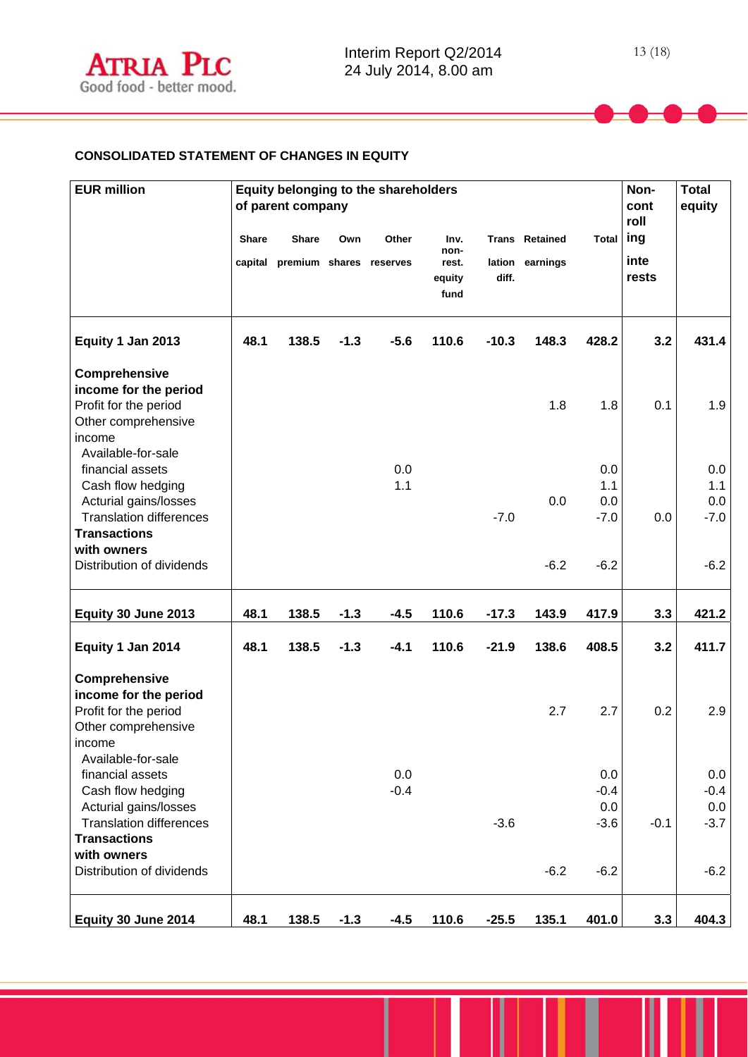## CONSOLIDATED STATEMENT OF CHANGES IN EQUITY

| EUR million | Equity belonging to the shareholders of parent company | | | | | | | | Non-controlling interests | Total equity |
|---|---|---|---|---|---|---|---|---|---|---|
| | Share capital | Share premium | Own shares | Other reserves | Inv. non-rest. equity fund | Translation diff. | Retained earnings | Total | | |
| **Equity 1 Jan 2013** | **48.1** | **138.5** | **-1.3** | **-5.6** | **110.6** | **-10.3** | **148.3** | **428.2** | **3.2** | **431.4** |
| **Comprehensive income for the period** | | | | | | | | | | |
| Profit for the period | | | | | | | 1.8 | 1.8 | 0.1 | 1.9 |
| Other comprehensive income | | | | | | | | | | |
| Available-for-sale financial assets | | | | 0.0 | | | | 0.0 | | 0.0 |
| Cash flow hedging | | | | 1.1 | | | | 1.1 | | 1.1 |
| Acturial gains/losses | | | | | | | 0.0 | 0.0 | | 0.0 |
| Translation differences | | | | | | -7.0 | | -7.0 | 0.0 | -7.0 |
| **Transactions with owners** | | | | | | | | | | |
| Distribution of dividends | | | | | | | -6.2 | -6.2 | | -6.2 |
| **Equity 30 June 2013** | **48.1** | **138.5** | **-1.3** | **-4.5** | **110.6** | **-17.3** | **143.9** | **417.9** | **3.3** | **421.2** |
| **Equity 1 Jan 2014** | **48.1** | **138.5** | **-1.3** | **-4.1** | **110.6** | **-21.9** | **138.6** | **408.5** | **3.2** | **411.7** |
| **Comprehensive income for the period** | | | | | | | | | | |
| Profit for the period | | | | | | | 2.7 | 2.7 | 0.2 | 2.9 |
| Other comprehensive income | | | | | | | | | | |
| Available-for-sale financial assets | | | | 0.0 | | | | 0.0 | | 0.0 |
| Cash flow hedging | | | | -0.4 | | | | -0.4 | | -0.4 |
| Acturial gains/losses | | | | | | | | 0.0 | | 0.0 |
| Translation differences | | | | | | -3.6 | | -3.6 | -0.1 | -3.7 |
| **Transactions with owners** | | | | | | | | | | |
| Distribution of dividends | | | | | | | -6.2 | -6.2 | | -6.2 |
| **Equity 30 June 2014** | **48.1** | **138.5** | **-1.3** | **-4.5** | **110.6** | **-25.5** | **135.1** | **401.0** | **3.3** | **404.3** |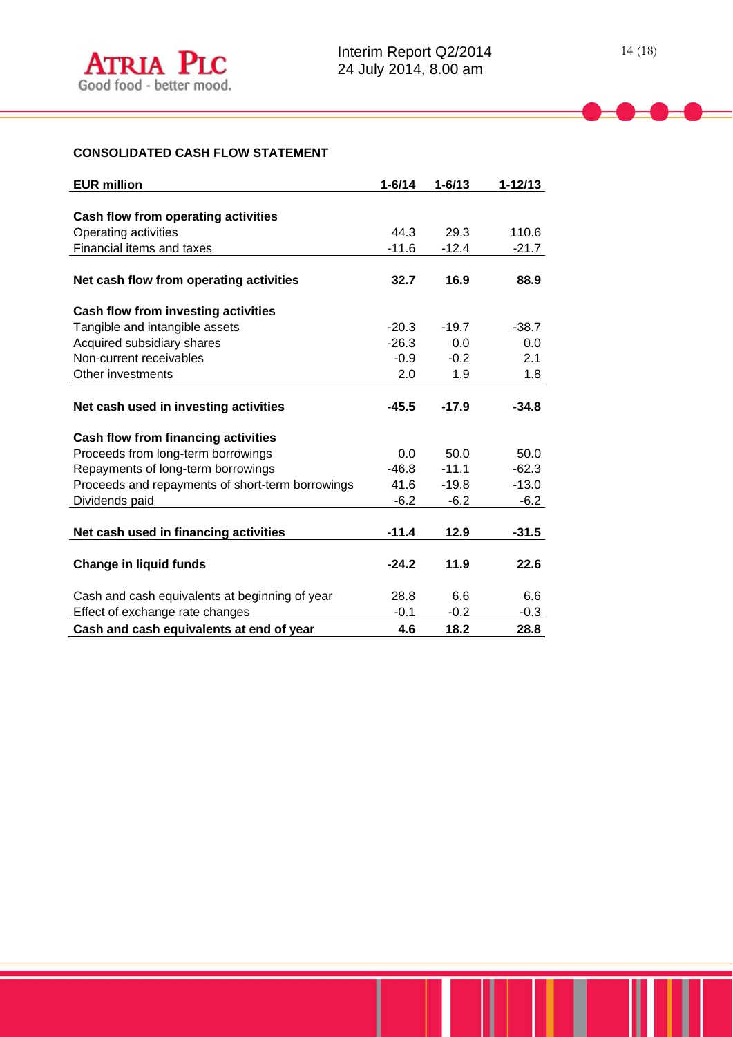**CONSOLIDATED CASH FLOW STATEMENT**

| EUR million | 1-6/14 | 1-6/13 | 1-12/13 |
|---|---|---|---|
| **Cash flow from operating activities** | | | |
| Operating activities | 44.3 | 29.3 | 110.6 |
| Financial items and taxes | -11.6 | -12.4 | -21.7 |
| **Net cash flow from operating activities** | **32.7** | **16.9** | **88.9** |
| **Cash flow from investing activities** | | | |
| Tangible and intangible assets | -20.3 | -19.7 | -38.7 |
| Acquired subsidiary shares | -26.3 | 0.0 | 0.0 |
| Non-current receivables | -0.9 | -0.2 | 2.1 |
| Other investments | 2.0 | 1.9 | 1.8 |
| **Net cash used in investing activities** | **-45.5** | **-17.9** | **-34.8** |
| **Cash flow from financing activities** | | | |
| Proceeds from long-term borrowings | 0.0 | 50.0 | 50.0 |
| Repayments of long-term borrowings | -46.8 | -11.1 | -62.3 |
| Proceeds and repayments of short-term borrowings | 41.6 | -19.8 | -13.0 |
| Dividends paid | -6.2 | -6.2 | -6.2 |
| **Net cash used in financing activities** | **-11.4** | **12.9** | **-31.5** |
| **Change in liquid funds** | **-24.2** | **11.9** | **22.6** |
| Cash and cash equivalents at beginning of year | 28.8 | 6.6 | 6.6 |
| Effect of exchange rate changes | -0.1 | -0.2 | -0.3 |
| **Cash and cash equivalents at end of year** | **4.6** | **18.2** | **28.8** |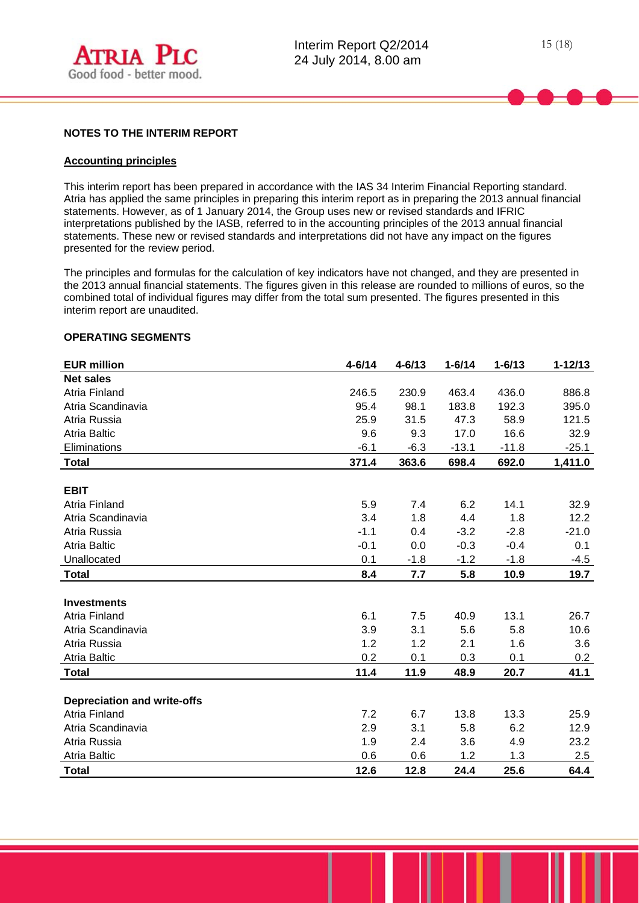## NOTES TO THE INTERIM REPORT

### Accounting principles

This interim report has been prepared in accordance with the IAS 34 Interim Financial Reporting standard. Atria has applied the same principles in preparing this interim report as in preparing the 2013 annual financial statements. However, as of 1 January 2014, the Group uses new or revised standards and IFRIC interpretations published by the IASB, referred to in the accounting principles of the 2013 annual financial statements. These new or revised standards and interpretations did not have any impact on the figures presented for the review period.

The principles and formulas for the calculation of key indicators have not changed, and they are presented in the 2013 annual financial statements. The figures given in this release are rounded to millions of euros, so the combined total of individual figures may differ from the total sum presented. The figures presented in this interim report are unaudited.

### OPERATING SEGMENTS

| EUR million | 4-6/14 | 4-6/13 | 1-6/14 | 1-6/13 | 1-12/13 |
|---|---|---|---|---|---|
| **Net sales** | | | | | |
| Atria Finland | 246.5 | 230.9 | 463.4 | 436.0 | 886.8 |
| Atria Scandinavia | 95.4 | 98.1 | 183.8 | 192.3 | 395.0 |
| Atria Russia | 25.9 | 31.5 | 47.3 | 58.9 | 121.5 |
| Atria Baltic | 9.6 | 9.3 | 17.0 | 16.6 | 32.9 |
| Eliminations | -6.1 | -6.3 | -13.1 | -11.8 | -25.1 |
| **Total** | **371.4** | **363.6** | **698.4** | **692.0** | **1,411.0** |
| | | | | | |
| **EBIT** | | | | | |
| Atria Finland | 5.9 | 7.4 | 6.2 | 14.1 | 32.9 |
| Atria Scandinavia | 3.4 | 1.8 | 4.4 | 1.8 | 12.2 |
| Atria Russia | -1.1 | 0.4 | -3.2 | -2.8 | -21.0 |
| Atria Baltic | -0.1 | 0.0 | -0.3 | -0.4 | 0.1 |
| Unallocated | 0.1 | -1.8 | -1.2 | -1.8 | -4.5 |
| **Total** | **8.4** | **7.7** | **5.8** | **10.9** | **19.7** |
| | | | | | |
| **Investments** | | | | | |
| Atria Finland | 6.1 | 7.5 | 40.9 | 13.1 | 26.7 |
| Atria Scandinavia | 3.9 | 3.1 | 5.6 | 5.8 | 10.6 |
| Atria Russia | 1.2 | 1.2 | 2.1 | 1.6 | 3.6 |
| Atria Baltic | 0.2 | 0.1 | 0.3 | 0.1 | 0.2 |
| **Total** | **11.4** | **11.9** | **48.9** | **20.7** | **41.1** |
| | | | | | |
| **Depreciation and write-offs** | | | | | |
| Atria Finland | 7.2 | 6.7 | 13.8 | 13.3 | 25.9 |
| Atria Scandinavia | 2.9 | 3.1 | 5.8 | 6.2 | 12.9 |
| Atria Russia | 1.9 | 2.4 | 3.6 | 4.9 | 23.2 |
| Atria Baltic | 0.6 | 0.6 | 1.2 | 1.3 | 2.5 |
| **Total** | **12.6** | **12.8** | **24.4** | **25.6** | **64.4** |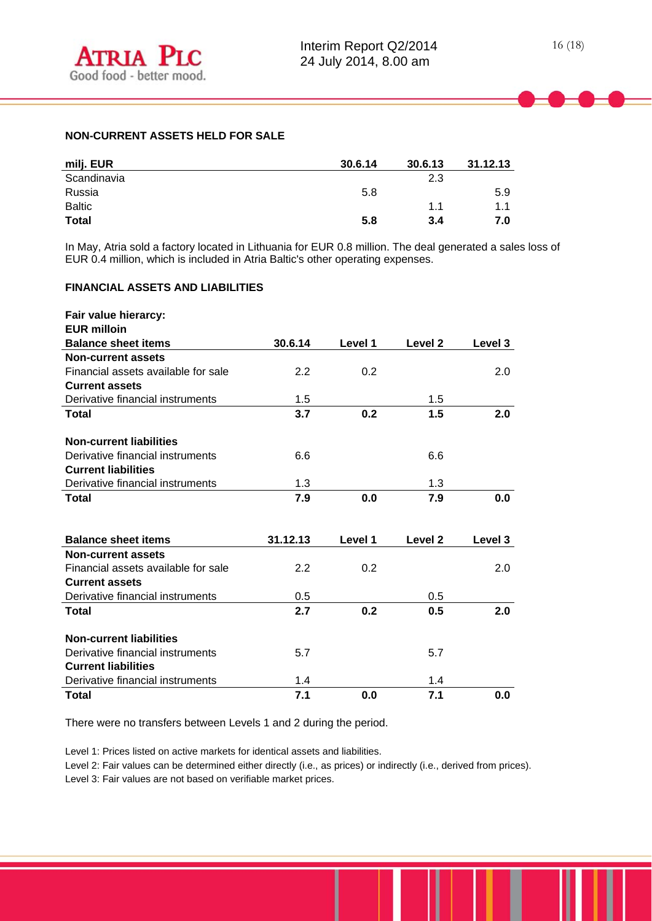## NON-CURRENT ASSETS HELD FOR SALE

| milj. EUR | 30.6.14 | 30.6.13 | 31.12.13 |
|---|---|---|---|
| Scandinavia | | 2.3 | |
| Russia | 5.8 | | 5.9 |
| Baltic | | 1.1 | 1.1 |
| **Total** | **5.8** | **3.4** | **7.0** |

In May, Atria sold a factory located in Lithuania for EUR 0.8 million. The deal generated a sales loss of EUR 0.4 million, which is included in Atria Baltic's other operating expenses.

## FINANCIAL ASSETS AND LIABILITIES

**Fair value hierarchy:**
**EUR milloin**

| Balance sheet items | 30.6.14 | Level 1 | Level 2 | Level 3 |
|---|---|---|---|---|
| **Non-current assets** | | | | |
| Financial assets available for sale | 2.2 | 0.2 | | 2.0 |
| **Current assets** | | | | |
| Derivative financial instruments | 1.5 | | 1.5 | |
| **Total** | **3.7** | **0.2** | **1.5** | **2.0** |
| | | | | |
| **Non-current liabilities** | | | | |
| Derivative financial instruments | 6.6 | | 6.6 | |
| **Current liabilities** | | | | |
| Derivative financial instruments | 1.3 | | 1.3 | |
| **Total** | **7.9** | **0.0** | **7.9** | **0.0** |

| Balance sheet items | 31.12.13 | Level 1 | Level 2 | Level 3 |
|---|---|---|---|---|
| **Non-current assets** | | | | |
| Financial assets available for sale | 2.2 | 0.2 | | 2.0 |
| **Current assets** | | | | |
| Derivative financial instruments | 0.5 | | 0.5 | |
| **Total** | **2.7** | **0.2** | **0.5** | **2.0** |
| | | | | |
| **Non-current liabilities** | | | | |
| Derivative financial instruments | 5.7 | | 5.7 | |
| **Current liabilities** | | | | |
| Derivative financial instruments | 1.4 | | 1.4 | |
| **Total** | **7.1** | **0.0** | **7.1** | **0.0** |

There were no transfers between Levels 1 and 2 during the period.

Level 1: Prices listed on active markets for identical assets and liabilities.
Level 2: Fair values can be determined either directly (i.e., as prices) or indirectly (i.e., derived from prices).
Level 3: Fair values are not based on verifiable market prices.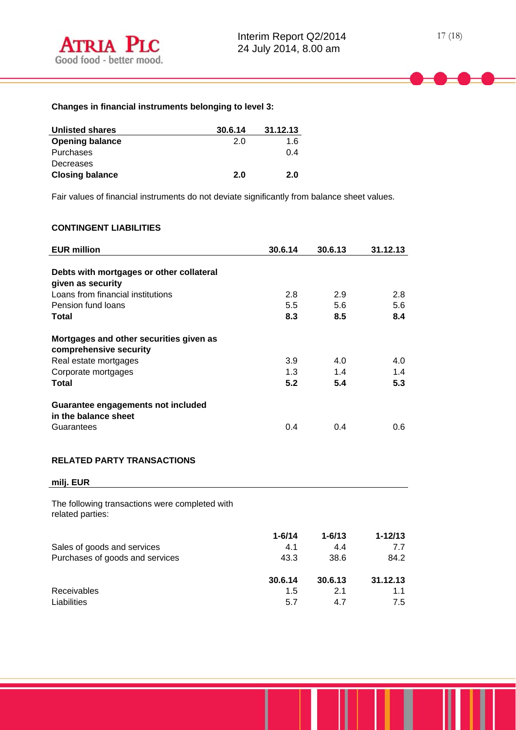**Changes in financial instruments belonging to level 3:**

| Unlisted shares | 30.6.14 | 31.12.13 |
|---|---|---|
| **Opening balance** | 2.0 | 1.6 |
| Purchases | | 0.4 |
| Decreases | | |
| **Closing balance** | **2.0** | **2.0** |

Fair values of financial instruments do not deviate significantly from balance sheet values.

**CONTINGENT LIABILITIES**

| EUR million | 30.6.14 | 30.6.13 | 31.12.13 |
|---|---|---|---|
| **Debts with mortgages or other collateral given as security** | | | |
| Loans from financial institutions | 2.8 | 2.9 | 2.8 |
| Pension fund loans | 5.5 | 5.6 | 5.6 |
| **Total** | **8.3** | **8.5** | **8.4** |
| **Mortgages and other securities given as comprehensive security** | | | |
| Real estate mortgages | 3.9 | 4.0 | 4.0 |
| Corporate mortgages | 1.3 | 1.4 | 1.4 |
| **Total** | **5.2** | **5.4** | **5.3** |
| **Guarantee engagements not included in the balance sheet** | | | |
| Guarantees | 0.4 | 0.4 | 0.6 |

**RELATED PARTY TRANSACTIONS**

**milj. EUR**

The following transactions were completed with related parties:

| | 1-6/14 | 1-6/13 | 1-12/13 |
|---|---|---|---|
| Sales of goods and services | 4.1 | 4.4 | 7.7 |
| Purchases of goods and services | 43.3 | 38.6 | 84.2 |

| | 30.6.14 | 30.6.13 | 31.12.13 |
|---|---|---|---|
| Receivables | 1.5 | 2.1 | 1.1 |
| Liabilities | 5.7 | 4.7 | 7.5 |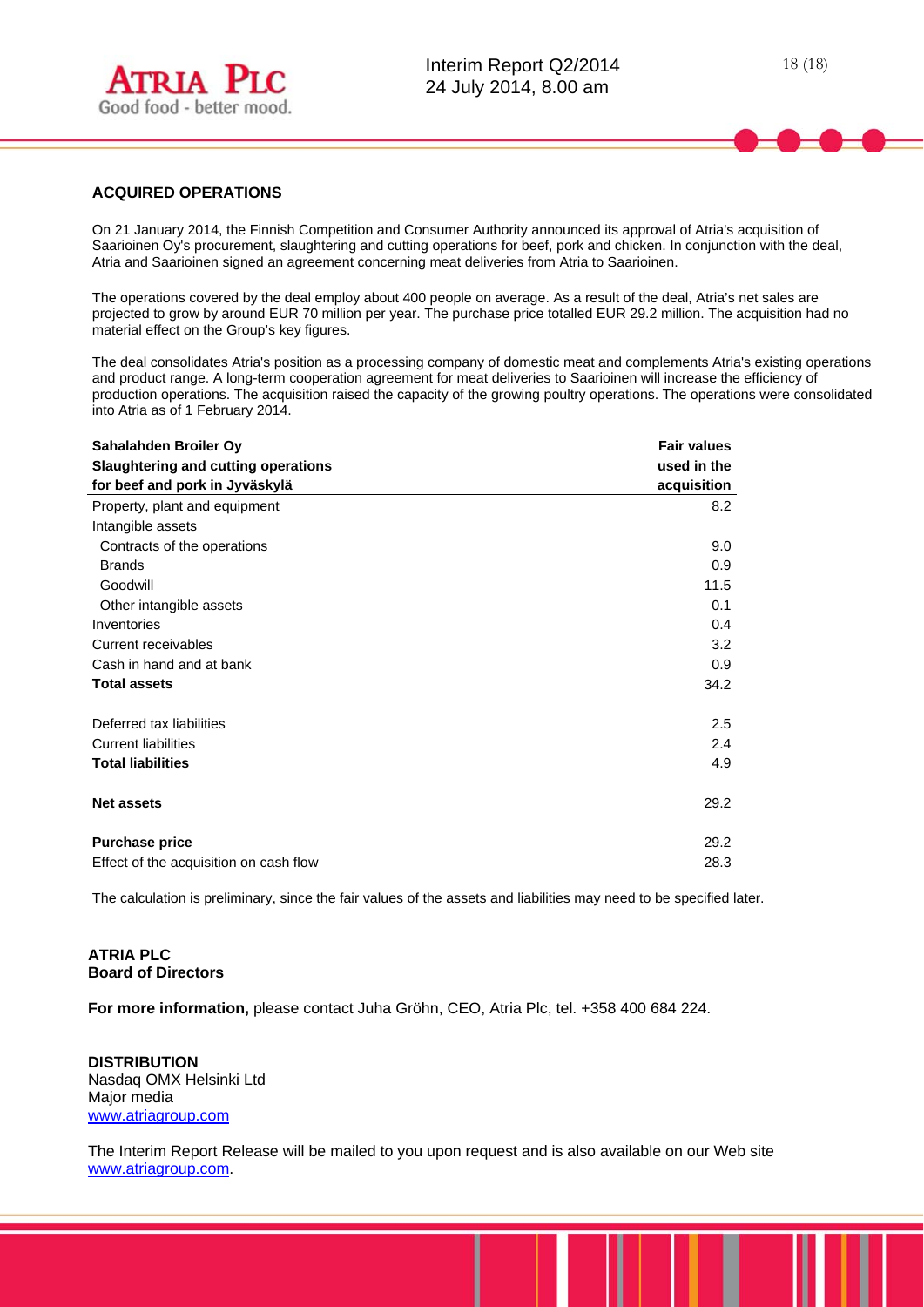## ACQUIRED OPERATIONS

On 21 January 2014, the Finnish Competition and Consumer Authority announced its approval of Atria's acquisition of Saarioinen Oy's procurement, slaughtering and cutting operations for beef, pork and chicken. In conjunction with the deal, Atria and Saarioinen signed an agreement concerning meat deliveries from Atria to Saarioinen.

The operations covered by the deal employ about 400 people on average. As a result of the deal, Atria's net sales are projected to grow by around EUR 70 million per year. The purchase price totalled EUR 29.2 million. The acquisition had no material effect on the Group's key figures.

The deal consolidates Atria's position as a processing company of domestic meat and complements Atria's existing operations and product range. A long-term cooperation agreement for meat deliveries to Saarioinen will increase the efficiency of production operations. The acquisition raised the capacity of the growing poultry operations. The operations were consolidated into Atria as of 1 February 2014.

| **Sahalahden Broiler Oy**<br>**Slaughtering and cutting operations for beef and pork in Jyväskylä** | **Fair values used in the acquisition** |
|---|---|
| Property, plant and equipment | 8.2 |
| Intangible assets | |
| Contracts of the operations | 9.0 |
| Brands | 0.9 |
| Goodwill | 11.5 |
| Other intangible assets | 0.1 |
| Inventories | 0.4 |
| Current receivables | 3.2 |
| Cash in hand and at bank | 0.9 |
| **Total assets** | 34.2 |
| | |
| Deferred tax liabilities | 2.5 |
| Current liabilities | 2.4 |
| **Total liabilities** | 4.9 |
| | |
| **Net assets** | 29.2 |
| | |
| **Purchase price** | 29.2 |
| Effect of the acquisition on cash flow | 28.3 |

The calculation is preliminary, since the fair values of the assets and liabilities may need to be specified later.

**ATRIA PLC**
**Board of Directors**

**For more information,** please contact Juha Gröhn, CEO, Atria Plc, tel. +358 400 684 224.

**DISTRIBUTION**
Nasdaq OMX Helsinki Ltd
Major media
www.atriagroup.com

The Interim Report Release will be mailed to you upon request and is also available on our Web site www.atriagroup.com.